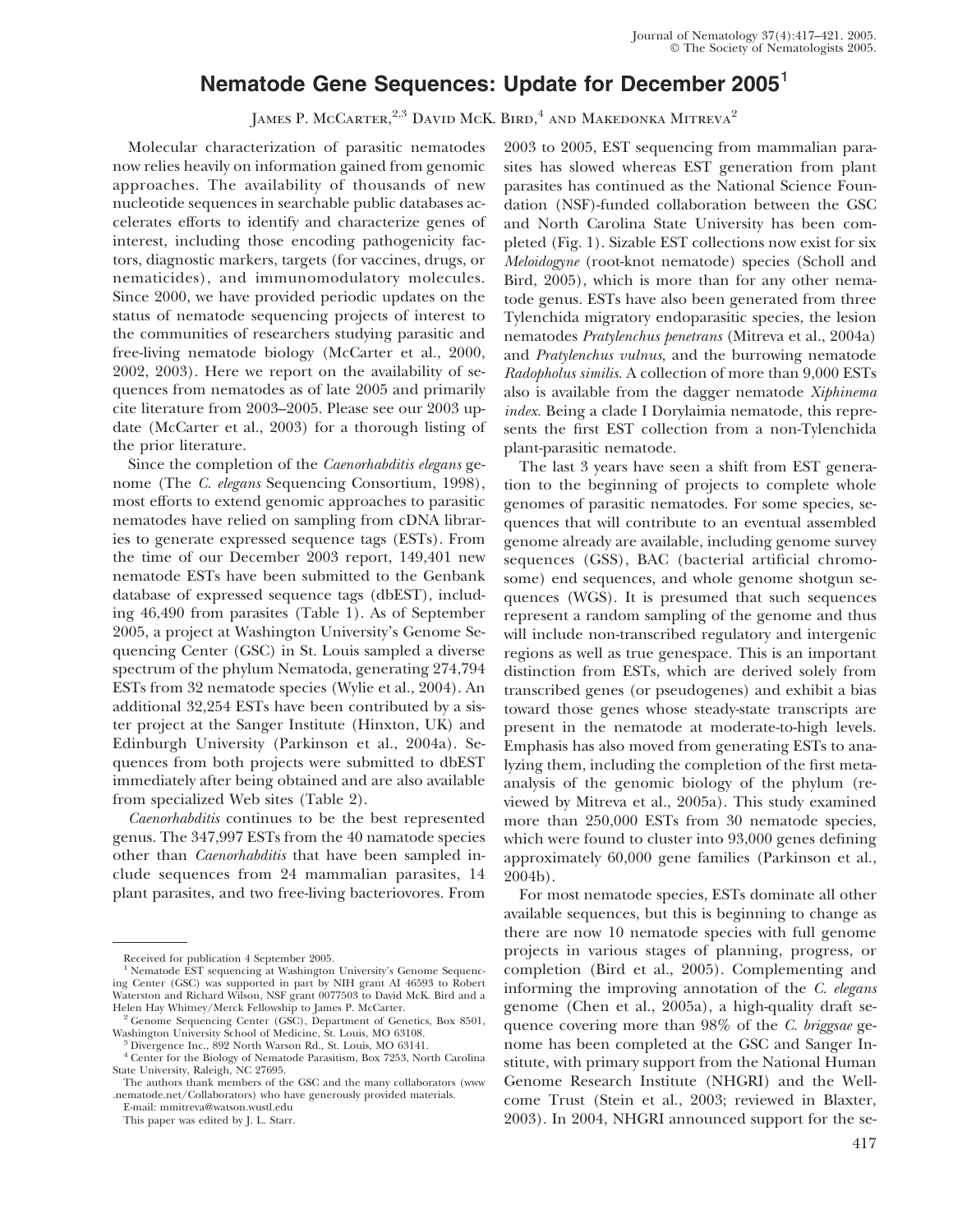# Nematode Gene Sequences: Update for December 2005[1]

James P. McCarter,[2,3] David McK. Bird,[4] and Makedonka Mitreva[2]

Molecular characterization of parasitic nematodes now relies heavily on information gained from genomic approaches. The availability of thousands of new nucleotide sequences in searchable public databases accelerates efforts to identify and characterize genes of interest, including those encoding pathogenicity factors, diagnostic markers, targets (for vaccines, drugs, or nematicides), and immunomodulatory molecules. Since 2000, we have provided periodic updates on the status of nematode sequencing projects of interest to the communities of researchers studying parasitic and free-living nematode biology (McCarter et al., 2000, 2002, 2003). Here we report on the availability of sequences from nematodes as of late 2005 and primarily cite literature from 2003–2005. Please see our 2003 update (McCarter et al., 2003) for a thorough listing of the prior literature.

Since the completion of the *Caenorhabditis elegans* genome (The *C. elegans* Sequencing Consortium, 1998), most efforts to extend genomic approaches to parasitic nematodes have relied on sampling from cDNA libraries to generate expressed sequence tags (ESTs). From the time of our December 2003 report, 149,401 new nematode ESTs have been submitted to the Genbank database of expressed sequence tags (dbEST), including 46,490 from parasites (Table 1). As of September 2005, a project at Washington University's Genome Sequencing Center (GSC) in St. Louis sampled a diverse spectrum of the phylum Nematoda, generating 274,794 ESTs from 32 nematode species (Wylie et al., 2004). An additional 32,254 ESTs have been contributed by a sister project at the Sanger Institute (Hinxton, UK) and Edinburgh University (Parkinson et al., 2004a). Sequences from both projects were submitted to dbEST immediately after being obtained and are also available from specialized Web sites (Table 2).

*Caenorhabditis* continues to be the best represented genus. The 347,997 ESTs from the 40 namatode species other than *Caenorhabditis* that have been sampled include sequences from 24 mammalian parasites, 14 plant parasites, and two free-living bacteriovores. From 2003 to 2005, EST sequencing from mammalian parasites has slowed whereas EST generation from plant parasites has continued as the National Science Foundation (NSF)-funded collaboration between the GSC and North Carolina State University has been completed (Fig. 1). Sizable EST collections now exist for six *Meloidogyne* (root-knot nematode) species (Scholl and Bird, 2005), which is more than for any other nematode genus. ESTs have also been generated from three Tylenchida migratory endoparasitic species, the lesion nematodes *Pratylenchus penetrans* (Mitreva et al., 2004a) and *Pratylenchus vulnus,* and the burrowing nematode *Radopholus similis*. A collection of more than 9,000 ESTs also is available from the dagger nematode *Xiphinema index*. Being a clade I Dorylaimia nematode, this represents the first EST collection from a non-Tylenchida plant-parasitic nematode.

The last 3 years have seen a shift from EST generation to the beginning of projects to complete whole genomes of parasitic nematodes. For some species, sequences that will contribute to an eventual assembled genome already are available, including genome survey sequences (GSS), BAC (bacterial artificial chromosome) end sequences, and whole genome shotgun sequences (WGS). It is presumed that such sequences represent a random sampling of the genome and thus will include non-transcribed regulatory and intergenic regions as well as true genespace. This is an important distinction from ESTs, which are derived solely from transcribed genes (or pseudogenes) and exhibit a bias toward those genes whose steady-state transcripts are present in the nematode at moderate-to-high levels. Emphasis has also moved from generating ESTs to analyzing them, including the completion of the first meta-analysis of the genomic biology of the phylum (reviewed by Mitreva et al., 2005a). This study examined more than 250,000 ESTs from 30 nematode species, which were found to cluster into 93,000 genes defining approximately 60,000 gene families (Parkinson et al., 2004b).

For most nematode species, ESTs dominate all other available sequences, but this is beginning to change as there are now 10 nematode species with full genome projects in various stages of planning, progress, or completion (Bird et al., 2005). Complementing and informing the improving annotation of the *C. elegans* genome (Chen et al., 2005a), a high-quality draft sequence covering more than 98% of the *C. briggsae* genome has been completed at the GSC and Sanger Institute, with primary support from the National Human Genome Research Institute (NHGRI) and the Wellcome Trust (Stein et al., 2003; reviewed in Blaxter, 2003). In 2004, NHGRI announced support for the se-

---

Received for publication 4 September 2005.

[1] Nematode EST sequencing at Washington University's Genome Sequencing Center (GSC) was supported in part by NIH grant AI 46593 to Robert Waterston and Richard Wilson, NSF grant 0077503 to David McK. Bird and a Helen Hay Whitney/Merck Fellowship to James P. McCarter.

[2] Genome Sequencing Center (GSC), Department of Genetics, Box 8501, Washington University School of Medicine, St. Louis, MO 63108.

[3] Divergence Inc., 892 North Warson Rd., St. Louis, MO 63141.

[4] Center for the Biology of Nematode Parasitism, Box 7253, North Carolina State University, Raleigh, NC 27695.

The authors thank members of the GSC and the many collaborators (www.nematode.net/Collaborators) who have generously provided materials.

E-mail: mmitreva@watson.wustl.edu

This paper was edited by J. L. Starr.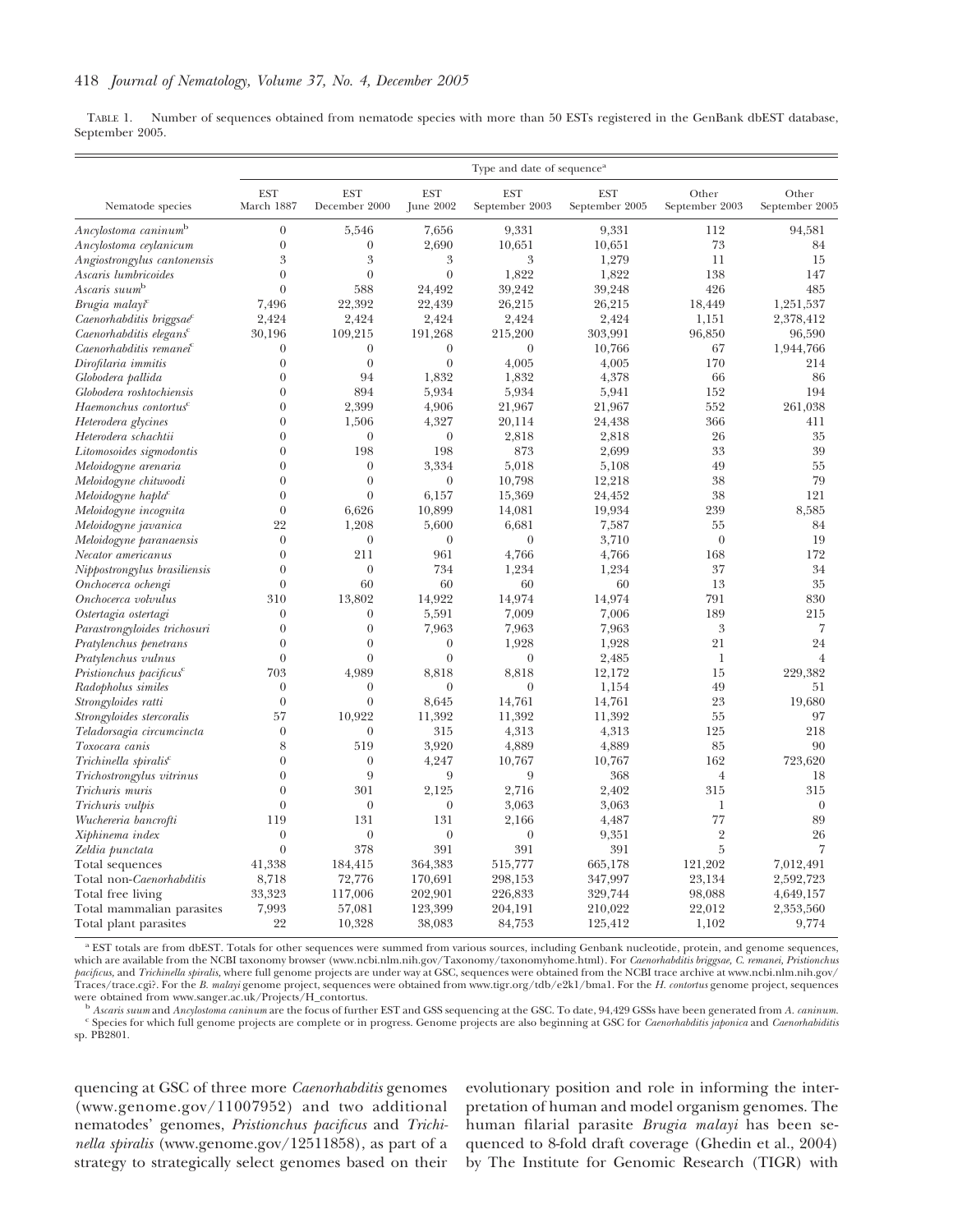TABLE 1. Number of sequences obtained from nematode species with more than 50 ESTs registered in the GenBank dbEST database, September 2005.

| Nematode species | Type and date of sequence[a] | | | | | | |
|---|---|---|---|---|---|---|---|
| | EST March 1887 | EST December 2000 | EST June 2002 | EST September 2003 | EST September 2005 | Other September 2003 | Other September 2005 |
| *Ancylostoma caninum*[b] | 0 | 5,546 | 7,656 | 9,331 | 9,331 | 112 | 94,581 |
| *Ancylostoma ceylanicum* | 0 | 0 | 2,690 | 10,651 | 10,651 | 73 | 84 |
| *Angiostrongylus cantonensis* | 3 | 3 | 3 | 3 | 1,279 | 11 | 15 |
| *Ascaris lumbricoides* | 0 | 0 | 0 | 1,822 | 1,822 | 138 | 147 |
| *Ascaris suum*[b] | 0 | 588 | 24,492 | 39,242 | 39,248 | 426 | 485 |
| *Brugia malayi*[c] | 7,496 | 22,392 | 22,439 | 26,215 | 26,215 | 18,449 | 1,251,537 |
| *Caenorhabditis briggsae*[c] | 2,424 | 2,424 | 2,424 | 2,424 | 2,424 | 1,151 | 2,378,412 |
| *Caenorhabditis elegans*[c] | 30,196 | 109,215 | 191,268 | 215,200 | 303,991 | 96,850 | 96,590 |
| *Caenorhabditis remanei*[c] | 0 | 0 | 0 | 0 | 10,766 | 67 | 1,944,766 |
| *Dirofilaria immitis* | 0 | 0 | 0 | 4,005 | 4,005 | 170 | 214 |
| *Globodera pallida* | 0 | 94 | 1,832 | 1,832 | 4,378 | 66 | 86 |
| *Globodera roshtochiensis* | 0 | 894 | 5,934 | 5,934 | 5,941 | 152 | 194 |
| *Haemonchus contortus*[c] | 0 | 2,399 | 4,906 | 21,967 | 21,967 | 552 | 261,038 |
| *Heterodera glycines* | 0 | 1,506 | 4,327 | 20,114 | 24,438 | 366 | 411 |
| *Heterodera schachtii* | 0 | 0 | 0 | 2,818 | 2,818 | 26 | 35 |
| *Litomosoides sigmodontis* | 0 | 198 | 198 | 873 | 2,699 | 33 | 39 |
| *Meloidogyne arenaria* | 0 | 0 | 3,334 | 5,018 | 5,108 | 49 | 55 |
| *Meloidogyne chitwoodi* | 0 | 0 | 0 | 10,798 | 12,218 | 38 | 79 |
| *Meloidogyne hapla*[c] | 0 | 0 | 6,157 | 15,369 | 24,452 | 38 | 121 |
| *Meloidogyne incognita* | 0 | 6,626 | 10,899 | 14,081 | 19,934 | 239 | 8,585 |
| *Meloidogyne javanica* | 22 | 1,208 | 5,600 | 6,681 | 7,587 | 55 | 84 |
| *Meloidogyne paranaensis* | 0 | 0 | 0 | 0 | 3,710 | 0 | 19 |
| *Necator americanus* | 0 | 211 | 961 | 4,766 | 4,766 | 168 | 172 |
| *Nippostrongylus brasiliensis* | 0 | 0 | 734 | 1,234 | 1,234 | 37 | 34 |
| *Onchocerca ochengi* | 0 | 60 | 60 | 60 | 60 | 13 | 35 |
| *Onchocerca volvulus* | 310 | 13,802 | 14,922 | 14,974 | 14,974 | 791 | 830 |
| *Ostertagia ostertagi* | 0 | 0 | 5,591 | 7,009 | 7,006 | 189 | 215 |
| *Parastrongyloides trichosuri* | 0 | 0 | 7,963 | 7,963 | 7,963 | 3 | 7 |
| *Pratylenchus penetrans* | 0 | 0 | 0 | 1,928 | 1,928 | 21 | 24 |
| *Pratylenchus vulnus* | 0 | 0 | 0 | 0 | 2,485 | 1 | 4 |
| *Pristionchus pacificus*[c] | 703 | 4,989 | 8,818 | 8,818 | 12,172 | 15 | 229,382 |
| *Radopholus similes* | 0 | 0 | 0 | 0 | 1,154 | 49 | 51 |
| *Strongyloides ratti* | 0 | 0 | 8,645 | 14,761 | 14,761 | 23 | 19,680 |
| *Strongyloides stercoralis* | 57 | 10,922 | 11,392 | 11,392 | 11,392 | 55 | 97 |
| *Teladorsagia circumcincta* | 0 | 0 | 315 | 4,313 | 4,313 | 125 | 218 |
| *Toxocara canis* | 8 | 519 | 3,920 | 4,889 | 4,889 | 85 | 90 |
| *Trichinella spiralis*[c] | 0 | 0 | 4,247 | 10,767 | 10,767 | 162 | 723,620 |
| *Trichostrongylus vitrinus* | 0 | 9 | 9 | 9 | 368 | 4 | 18 |
| *Trichuris muris* | 0 | 301 | 2,125 | 2,716 | 2,402 | 315 | 315 |
| *Trichuris vulpis* | 0 | 0 | 0 | 3,063 | 3,063 | 1 | 0 |
| *Wuchereria bancrofti* | 119 | 131 | 131 | 2,166 | 4,487 | 77 | 89 |
| *Xiphinema index* | 0 | 0 | 0 | 0 | 9,351 | 2 | 26 |
| *Zeldia punctata* | 0 | 378 | 391 | 391 | 391 | 5 | 7 |
| Total sequences | 41,338 | 184,415 | 364,383 | 515,777 | 665,178 | 121,202 | 7,012,491 |
| Total non-*Caenorhabditis* | 8,718 | 72,776 | 170,691 | 298,153 | 347,997 | 23,134 | 2,592,723 |
| Total free living | 33,323 | 117,006 | 202,901 | 226,833 | 329,744 | 98,088 | 4,649,157 |
| Total mammalian parasites | 7,993 | 57,081 | 123,399 | 204,191 | 210,022 | 22,012 | 2,353,560 |
| Total plant parasites | 22 | 10,328 | 38,083 | 84,753 | 125,412 | 1,102 | 9,774 |

[a] EST totals are from dbEST. Totals for other sequences were summed from various sources, including Genbank nucleotide, protein, and genome sequences, which are available from the NCBI taxonomy browser (www.ncbi.nlm.nih.gov/Taxonomy/taxonomyhome.html). For *Caenorhabditis briggsae, C. remanei, Pristionchus pacificus,* and *Trichinella spiralis,* where full genome projects are under way at GSC, sequences were obtained from the NCBI trace archive at www.ncbi.nlm.nih.gov/Traces/trace.cgi?. For the *B. malayi* genome project, sequences were obtained from www.tigr.org/tdb/e2k1/bma1. For the *H. contortus* genome project, sequences were obtained from www.sanger.ac.uk/Projects/H_contortus.

[b] *Ascaris suum* and *Ancylostoma caninum* are the focus of further EST and GSS sequencing at the GSC. To date, 94,429 GSSs have been generated from *A. caninum*.

[c] Species for which full genome projects are complete or in progress. Genome projects are also beginning at GSC for *Caenorhabditis japonica* and *Caenorhabiditis* sp. PB2801.

quencing at GSC of three more *Caenorhabditis* genomes (www.genome.gov/11007952) and two additional nematodes' genomes, *Pristionchus pacificus* and *Trichinella spiralis* (www.genome.gov/12511858), as part of a strategy to strategically select genomes based on their evolutionary position and role in informing the interpretation of human and model organism genomes. The human filarial parasite *Brugia malayi* has been sequenced to 8-fold draft coverage (Ghedin et al., 2004) by The Institute for Genomic Research (TIGR) with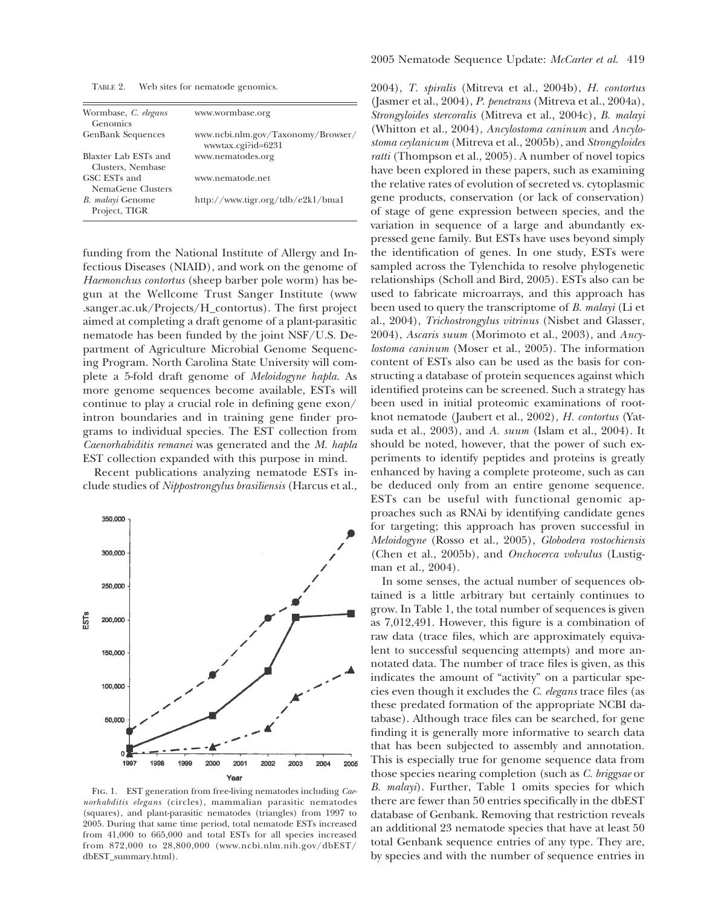TABLE 2. Web sites for nematode genomics.

| | |
|---|---|
| Wormbase, *C. elegans* Genomics | www.wormbase.org |
| GenBank Sequences | www.ncbi.nlm.gov/Taxonomy/Browser/wwwtax.cgi?id=6231 |
| Blaxter Lab ESTs and Clusters, Nembase | www.nematodes.org |
| GSC ESTs and NemaGene Clusters | www.nematode.net |
| *B. malayi* Genome Project, TIGR | http://www.tigr.org/tdb/e2k1/bma1 |

funding from the National Institute of Allergy and Infectious Diseases (NIAID), and work on the genome of *Haemonchus contortus* (sheep barber pole worm) has begun at the Wellcome Trust Sanger Institute (www.sanger.ac.uk/Projects/H_contortus). The first project aimed at completing a draft genome of a plant-parasitic nematode has been funded by the joint NSF/U.S. Department of Agriculture Microbial Genome Sequencing Program. North Carolina State University will complete a 5-fold draft genome of *Meloidogyne hapla*. As more genome sequences become available, ESTs will continue to play a crucial role in defining gene exon/intron boundaries and in training gene finder programs to individual species. The EST collection from *Caenorhabiditis remanei* was generated and the *M. hapla* EST collection expanded with this purpose in mind.

Recent publications analyzing nematode ESTs include studies of *Nippostrongylus brasiliensis* (Harcus et al., 2004), *T. spiralis* (Mitreva et al., 2004b), *H. contortus* (Jasmer et al., 2004), *P. penetrans* (Mitreva et al., 2004a), *Strongyloides stercoralis* (Mitreva et al., 2004c), *B. malayi* (Whitton et al., 2004), *Ancylostoma caninum* and *Ancylostoma ceylanicum* (Mitreva et al., 2005b), and *Strongyloides ratti* (Thompson et al., 2005). A number of novel topics have been explored in these papers, such as examining the relative rates of evolution of secreted vs. cytoplasmic gene products, conservation (or lack of conservation) of stage of gene expression between species, and the variation in sequence of a large and abundantly expressed gene family. But ESTs have uses beyond simply the identification of genes. In one study, ESTs were sampled across the Tylenchida to resolve phylogenetic relationships (Scholl and Bird, 2005). ESTs also can be used to fabricate microarrays, and this approach has been used to query the transcriptome of *B. malayi* (Li et al., 2004), *Trichostrongylus vitrinus* (Nisbet and Glasser, 2004), *Ascaris suum* (Morimoto et al., 2003), and *Ancylostoma caninum* (Moser et al., 2005). The information content of ESTs also can be used as the basis for constructing a database of protein sequences against which identified proteins can be screened. Such a strategy has been used in initial proteomic examinations of root-knot nematode (Jaubert et al., 2002), *H. contortus* (Yatsuda et al., 2003), and *A. suum* (Islam et al., 2004). It should be noted, however, that the power of such experiments to identify peptides and proteins is greatly enhanced by having a complete proteome, such as can be deduced only from an entire genome sequence. ESTs can be useful with functional genomic approaches such as RNAi by identifying candidate genes for targeting; this approach has proven successful in *Meloidogyne* (Rosso et al., 2005), *Globodera rostochiensis* (Chen et al., 2005b), and *Onchocerca volvulus* (Lustigman et al., 2004).

FIG. 1. EST generation from free-living nematodes including *Caenorhabditis elegans* (circles), mammalian parasitic nematodes (squares), and plant-parasitic nematodes (triangles) from 1997 to 2005. During that same time period, total nematode ESTs increased from 41,000 to 665,000 and total ESTs for all species increased from 872,000 to 28,800,000 (www.ncbi.nlm.nih.gov/dbEST/dbEST_summary.html).

In some senses, the actual number of sequences obtained is a little arbitrary but certainly continues to grow. In Table 1, the total number of sequences is given as 7,012,491. However, this figure is a combination of raw data (trace files, which are approximately equivalent to successful sequencing attempts) and more annotated data. The number of trace files is given, as this indicates the amount of "activity" on a particular species even though it excludes the *C. elegans* trace files (as these predated formation of the appropriate NCBI database). Although trace files can be searched, for gene finding it is generally more informative to search data that has been subjected to assembly and annotation. This is especially true for genome sequence data from those species nearing completion (such as *C. briggsae* or *B. malayi*). Further, Table 1 omits species for which there are fewer than 50 entries specifically in the dbEST database of Genbank. Removing that restriction reveals an additional 23 nematode species that have at least 50 total Genbank sequence entries of any type. They are, by species and with the number of sequence entries in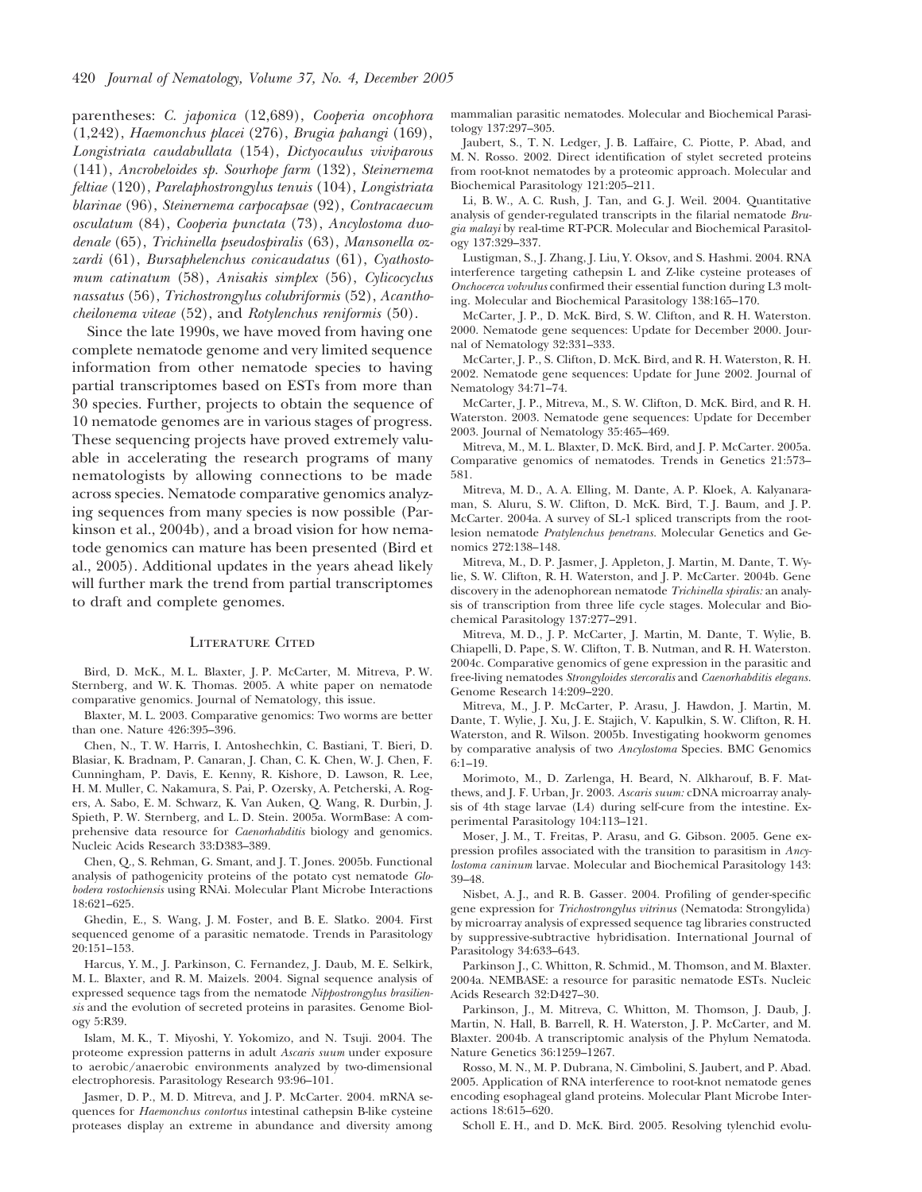parentheses: *C. japonica* (12,689), *Cooperia oncophora* (1,242), *Haemonchus placei* (276), *Brugia pahangi* (169), *Longistriata caudabullata* (154), *Dictyocaulus viviparous* (141), *Ancrobeloides sp. Sourhope farm* (132), *Steinernema feltiae* (120), *Parelaphostrongylus tenuis* (104), *Longistriata blarinae* (96), *Steinernema carpocapsae* (92), *Contracaecum osculatum* (84), *Cooperia punctata* (73), *Ancylostoma duodenale* (65), *Trichinella pseudospiralis* (63), *Mansonella ozzardi* (61), *Bursaphelenchus conicaudatus* (61), *Cyathostomum catinatum* (58), *Anisakis simplex* (56), *Cylicocyclus nassatus* (56), *Trichostrongylus colubriformis* (52), *Acanthocheilonema viteae* (52), and *Rotylenchus reniformis* (50).

Since the late 1990s, we have moved from having one complete nematode genome and very limited sequence information from other nematode species to having partial transcriptomes based on ESTs from more than 30 species. Further, projects to obtain the sequence of 10 nematode genomes are in various stages of progress. These sequencing projects have proved extremely valuable in accelerating the research programs of many nematologists by allowing connections to be made across species. Nematode comparative genomics analyzing sequences from many species is now possible (Parkinson et al., 2004b), and a broad vision for how nematode genomics can mature has been presented (Bird et al., 2005). Additional updates in the years ahead likely will further mark the trend from partial transcriptomes to draft and complete genomes.

## Literature Cited

Bird, D. McK., M. L. Blaxter, J. P. McCarter, M. Mitreva, P. W. Sternberg, and W. K. Thomas. 2005. A white paper on nematode comparative genomics. Journal of Nematology, this issue.

Blaxter, M. L. 2003. Comparative genomics: Two worms are better than one. Nature 426:395–396.

Chen, N., T. W. Harris, I. Antoshechkin, C. Bastiani, T. Bieri, D. Blasiar, K. Bradnam, P. Canaran, J. Chan, C. K. Chen, W. J. Chen, F. Cunningham, P. Davis, E. Kenny, R. Kishore, D. Lawson, R. Lee, H. M. Muller, C. Nakamura, S. Pai, P. Ozersky, A. Petcherski, A. Rogers, A. Sabo, E. M. Schwarz, K. Van Auken, Q. Wang, R. Durbin, J. Spieth, P. W. Sternberg, and L. D. Stein. 2005a. WormBase: A comprehensive data resource for *Caenorhabditis* biology and genomics. Nucleic Acids Research 33:D383–389.

Chen, Q., S. Rehman, G. Smant, and J. T. Jones. 2005b. Functional analysis of pathogenicity proteins of the potato cyst nematode *Globodera rostochiensis* using RNAi. Molecular Plant Microbe Interactions 18:621–625.

Ghedin, E., S. Wang, J. M. Foster, and B. E. Slatko. 2004. First sequenced genome of a parasitic nematode. Trends in Parasitology 20:151–153.

Harcus, Y. M., J. Parkinson, C. Fernandez, J. Daub, M. E. Selkirk, M. L. Blaxter, and R. M. Maizels. 2004. Signal sequence analysis of expressed sequence tags from the nematode *Nippostrongylus brasiliensis* and the evolution of secreted proteins in parasites. Genome Biology 5:R39.

Islam, M. K., T. Miyoshi, Y. Yokomizo, and N. Tsuji. 2004. The proteome expression patterns in adult *Ascaris suum* under exposure to aerobic/anaerobic environments analyzed by two-dimensional electrophoresis. Parasitology Research 93:96–101.

Jasmer, D. P., M. D. Mitreva, and J. P. McCarter. 2004. mRNA sequences for *Haemonchus contortus* intestinal cathepsin B-like cysteine proteases display an extreme in abundance and diversity among mammalian parasitic nematodes. Molecular and Biochemical Parasitology 137:297–305.

Jaubert, S., T. N. Ledger, J. B. Laffaire, C. Piotte, P. Abad, and M. N. Rosso. 2002. Direct identification of stylet secreted proteins from root-knot nematodes by a proteomic approach. Molecular and Biochemical Parasitology 121:205–211.

Li, B. W., A. C. Rush, J. Tan, and G. J. Weil. 2004. Quantitative analysis of gender-regulated transcripts in the filarial nematode *Brugia malayi* by real-time RT-PCR. Molecular and Biochemical Parasitology 137:329–337.

Lustigman, S., J. Zhang, J. Liu, Y. Oksov, and S. Hashmi. 2004. RNA interference targeting cathepsin L and Z-like cysteine proteases of *Onchocerca volvulus* confirmed their essential function during L3 molting. Molecular and Biochemical Parasitology 138:165–170.

McCarter, J. P., D. McK. Bird, S. W. Clifton, and R. H. Waterston. 2000. Nematode gene sequences: Update for December 2000. Journal of Nematology 32:331–333.

McCarter, J. P., S. Clifton, D. McK. Bird, and R. H. Waterston, R. H. 2002. Nematode gene sequences: Update for June 2002. Journal of Nematology 34:71–74.

McCarter, J. P., Mitreva, M., S. W. Clifton, D. McK. Bird, and R. H. Waterston. 2003. Nematode gene sequences: Update for December 2003. Journal of Nematology 35:465–469.

Mitreva, M., M. L. Blaxter, D. McK. Bird, and J. P. McCarter. 2005a. Comparative genomics of nematodes. Trends in Genetics 21:573–581.

Mitreva, M. D., A. A. Elling, M. Dante, A. P. Kloek, A. Kalyanaraman, S. Aluru, S. W. Clifton, D. McK. Bird, T. J. Baum, and J. P. McCarter. 2004a. A survey of SL-1 spliced transcripts from the root-lesion nematode *Pratylenchus penetrans*. Molecular Genetics and Genomics 272:138–148.

Mitreva, M., D. P. Jasmer, J. Appleton, J. Martin, M. Dante, T. Wylie, S. W. Clifton, R. H. Waterston, and J. P. McCarter. 2004b. Gene discovery in the adenophorean nematode *Trichinella spiralis:* an analysis of transcription from three life cycle stages. Molecular and Biochemical Parasitology 137:277–291.

Mitreva, M. D., J. P. McCarter, J. Martin, M. Dante, T. Wylie, B. Chiapelli, D. Pape, S. W. Clifton, T. B. Nutman, and R. H. Waterston. 2004c. Comparative genomics of gene expression in the parasitic and free-living nematodes *Strongyloides stercoralis* and *Caenorhabditis elegans.* Genome Research 14:209–220.

Mitreva, M., J. P. McCarter, P. Arasu, J. Hawdon, J. Martin, M. Dante, T. Wylie, J. Xu, J. E. Stajich, V. Kapulkin, S. W. Clifton, R. H. Waterston, and R. Wilson. 2005b. Investigating hookworm genomes by comparative analysis of two *Ancylostoma* Species. BMC Genomics 6:1–19.

Morimoto, M., D. Zarlenga, H. Beard, N. Alkharouf, B. F. Matthews, and J. F. Urban, Jr. 2003. *Ascaris suum:* cDNA microarray analysis of 4th stage larvae (L4) during self-cure from the intestine. Experimental Parasitology 104:113–121.

Moser, J. M., T. Freitas, P. Arasu, and G. Gibson. 2005. Gene expression profiles associated with the transition to parasitism in *Ancylostoma caninum* larvae. Molecular and Biochemical Parasitology 143: 39–48.

Nisbet, A. J., and R. B. Gasser. 2004. Profiling of gender-specific gene expression for *Trichostrongylus vitrinus* (Nematoda: Strongylida) by microarray analysis of expressed sequence tag libraries constructed by suppressive-subtractive hybridisation. International Journal of Parasitology 34:633–643.

Parkinson J., C. Whitton, R. Schmid., M. Thomson, and M. Blaxter. 2004a. NEMBASE: a resource for parasitic nematode ESTs. Nucleic Acids Research 32:D427–30.

Parkinson, J., M. Mitreva, C. Whitton, M. Thomson, J. Daub, J. Martin, N. Hall, B. Barrell, R. H. Waterston, J. P. McCarter, and M. Blaxter. 2004b. A transcriptomic analysis of the Phylum Nematoda. Nature Genetics 36:1259–1267.

Rosso, M. N., M. P. Dubrana, N. Cimbolini, S. Jaubert, and P. Abad. 2005. Application of RNA interference to root-knot nematode genes encoding esophageal gland proteins. Molecular Plant Microbe Interactions 18:615–620.

Scholl E. H., and D. McK. Bird. 2005. Resolving tylenchid evolu-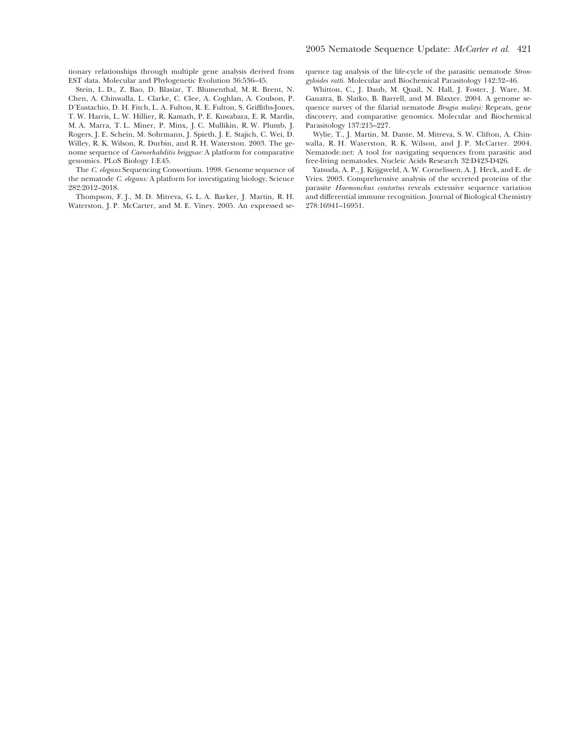tionary relationships through multiple gene analysis derived from EST data. Molecular and Phylogenetic Evolution 36:536–45.

Stein, L. D., Z. Bao, D. Blasiar, T. Blumenthal, M. R. Brent, N. Chen, A. Chinwalla, L. Clarke, C. Clee, A. Coghlan, A. Coulson, P. D'Eustachio, D. H. Fitch, L. A. Fulton, R. E. Fulton, S. Griffiths-Jones, T. W. Harris, L. W. Hillier, R. Kamath, P. E. Kuwabara, E. R. Mardis, M. A. Marra, T. L. Miner, P. Minx, J. C. Mullikin, R. W. Plumb, J. Rogers, J. E. Schein, M. Sohrmann, J. Spieth, J. E. Stajich, C. Wei, D. Willey, R. K. Wilson, R. Durbin, and R. H. Waterston. 2003. The genome sequence of *Caenorhabditis briggsae:* A platform for comparative genomics. PLoS Biology 1:E45.

The *C. elegans* Sequencing Consortium. 1998. Genome sequence of the nematode *C. elegans:* A platform for investigating biology. Science 282:2012–2018.

Thompson, F. J., M. D. Mitreva, G. L. A. Barker, J. Martin, R. H. Waterston, J. P. McCarter, and M. E. Viney. 2005. An expressed sequence tag analysis of the life-cycle of the parasitic nematode *Strongyloides ratti*. Molecular and Biochemical Parasitology 142:32–46.

Whitton, C., J. Daub, M. Quail, N. Hall, J. Foster, J. Ware, M. Ganatra, B. Slatko, B. Barrell, and M. Blaxter. 2004. A genome sequence survey of the filarial nematode *Brugia malayi:* Repeats, gene discovery, and comparative genomics. Molecular and Biochemical Parasitology 137:215–227.

Wylie, T., J. Martin, M. Dante, M. Mitreva, S. W. Clifton, A. Chinwalla, R. H. Waterston, R. K. Wilson, and J. P. McCarter. 2004. Nematode.net: A tool for navigating sequences from parasitic and free-living nematodes. Nucleic Acids Research 32:D423-D426.

Yatsuda, A. P., J. Krijgsveld, A. W. Cornelissen, A. J. Heck, and E. de Vries. 2003. Comprehensive analysis of the secreted proteins of the parasite *Haemonchus contortus* reveals extensive sequence variation and differential immune recognition. Journal of Biological Chemistry 278:16941–16951.